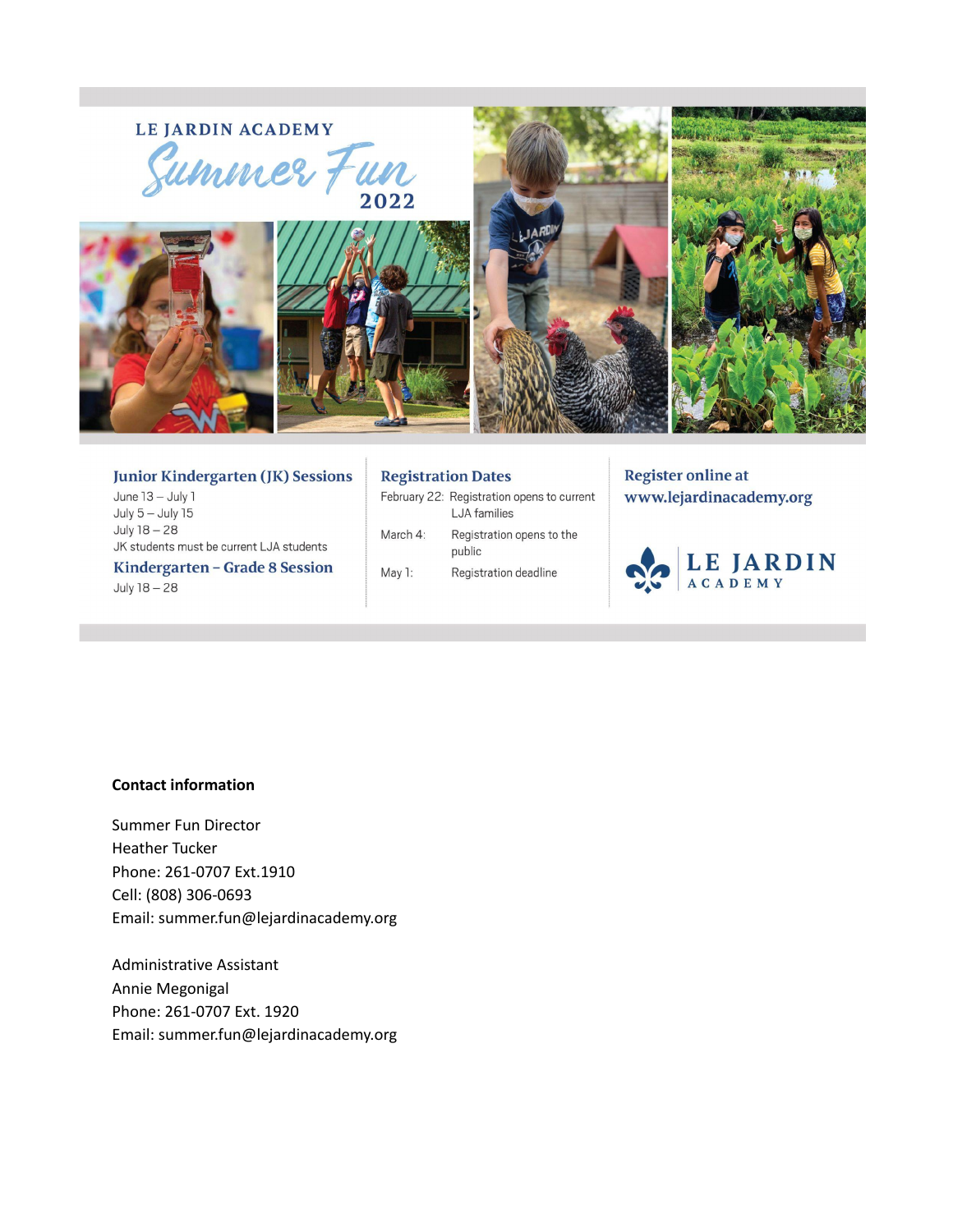# LE JARDIN ACADEMY

## Summer Fun 2022

### Junior Kindergarten (JK) Sessions

June 13 – July 1
July 5 – July 15
July 18 – 28
JK students must be current LJA students

### Kindergarten – Grade 8 Session

July 18 – 28

### Registration Dates

February 22: Registration opens to current LJA families

March 4: Registration opens to the public

May 1: Registration deadline

### Register online at www.lejardinacademy.org

LE JARDIN ACADEMY

**Contact information**

Summer Fun Director
Heather Tucker
Phone: 261-0707 Ext.1910
Cell: (808) 306-0693
Email: summer.fun@lejardinacademy.org

Administrative Assistant
Annie Megonigal
Phone: 261-0707 Ext. 1920
Email: summer.fun@lejardinacademy.org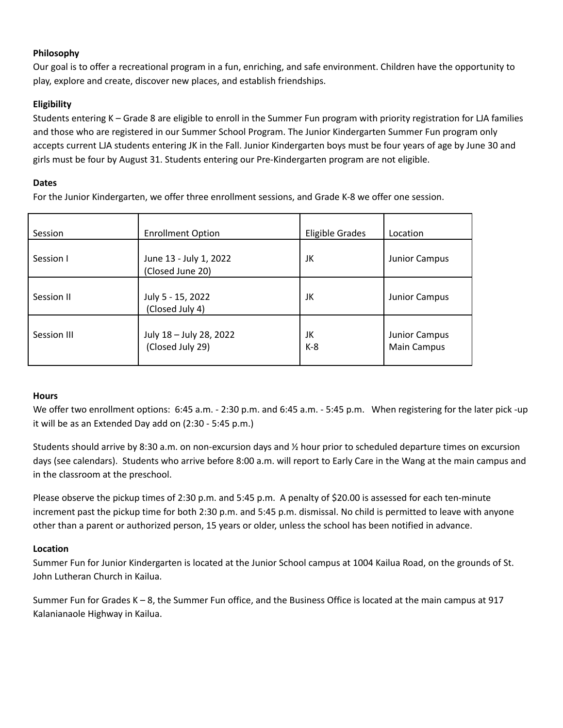**Philosophy**

Our goal is to offer a recreational program in a fun, enriching, and safe environment. Children have the opportunity to play, explore and create, discover new places, and establish friendships.

**Eligibility**

Students entering K – Grade 8 are eligible to enroll in the Summer Fun program with priority registration for LJA families and those who are registered in our Summer School Program. The Junior Kindergarten Summer Fun program only accepts current LJA students entering JK in the Fall. Junior Kindergarten boys must be four years of age by June 30 and girls must be four by August 31. Students entering our Pre-Kindergarten program are not eligible.

**Dates**

For the Junior Kindergarten, we offer three enrollment sessions, and Grade K-8 we offer one session.

| Session | Enrollment Option | Eligible Grades | Location |
|---|---|---|---|
| Session I | June 13 - July 1, 2022 (Closed June 20) | JK | Junior Campus |
| Session II | July 5 - 15, 2022 (Closed July 4) | JK | Junior Campus |
| Session III | July 18 – July 28, 2022 (Closed July 29) | JK<br>K-8 | Junior Campus<br>Main Campus |

**Hours**

We offer two enrollment options: 6:45 a.m. - 2:30 p.m. and 6:45 a.m. - 5:45 p.m. When registering for the later pick -up it will be as an Extended Day add on (2:30 - 5:45 p.m.)

Students should arrive by 8:30 a.m. on non-excursion days and ½ hour prior to scheduled departure times on excursion days (see calendars). Students who arrive before 8:00 a.m. will report to Early Care in the Wang at the main campus and in the classroom at the preschool.

Please observe the pickup times of 2:30 p.m. and 5:45 p.m. A penalty of $20.00 is assessed for each ten-minute increment past the pickup time for both 2:30 p.m. and 5:45 p.m. dismissal. No child is permitted to leave with anyone other than a parent or authorized person, 15 years or older, unless the school has been notified in advance.

**Location**

Summer Fun for Junior Kindergarten is located at the Junior School campus at 1004 Kailua Road, on the grounds of St. John Lutheran Church in Kailua.

Summer Fun for Grades K – 8, the Summer Fun office, and the Business Office is located at the main campus at 917 Kalanianaole Highway in Kailua.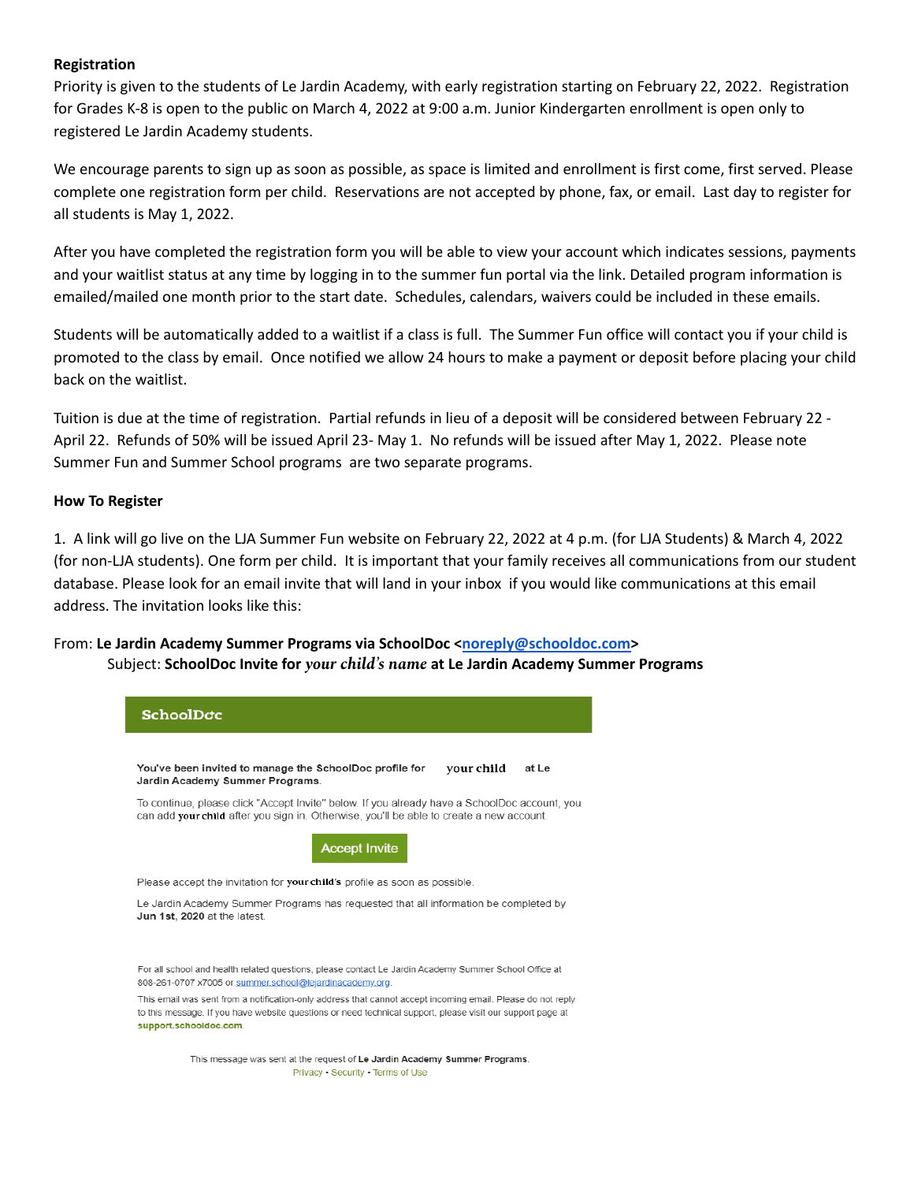**Registration**

Priority is given to the students of Le Jardin Academy, with early registration starting on February 22, 2022. Registration for Grades K-8 is open to the public on March 4, 2022 at 9:00 a.m. Junior Kindergarten enrollment is open only to registered Le Jardin Academy students.

We encourage parents to sign up as soon as possible, as space is limited and enrollment is first come, first served. Please complete one registration form per child. Reservations are not accepted by phone, fax, or email. Last day to register for all students is May 1, 2022.

After you have completed the registration form you will be able to view your account which indicates sessions, payments and your waitlist status at any time by logging in to the summer fun portal via the link. Detailed program information is emailed/mailed one month prior to the start date. Schedules, calendars, waivers could be included in these emails.

Students will be automatically added to a waitlist if a class is full. The Summer Fun office will contact you if your child is promoted to the class by email. Once notified we allow 24 hours to make a payment or deposit before placing your child back on the waitlist.

Tuition is due at the time of registration. Partial refunds in lieu of a deposit will be considered between February 22 - April 22. Refunds of 50% will be issued April 23- May 1. No refunds will be issued after May 1, 2022. Please note Summer Fun and Summer School programs are two separate programs.

**How To Register**

1. A link will go live on the LJA Summer Fun website on February 22, 2022 at 4 p.m. (for LJA Students) & March 4, 2022 (for non-LJA students). One form per child. It is important that your family receives all communications from our student database. Please look for an email invite that will land in your inbox if you would like communications at this email address. The invitation looks like this:

From: **Le Jardin Academy Summer Programs via SchoolDoc <noreply@schooldoc.com>**
Subject: **SchoolDoc Invite for *your child's name* at Le Jardin Academy Summer Programs**

**SchoolDoc**

You've been invited to manage the SchoolDoc profile for **your child** at Le Jardin Academy Summer Programs.

To continue, please click "Accept Invite" below. If you already have a SchoolDoc account, you can add **your child** after you sign in. Otherwise, you'll be able to create a new account.

Accept Invite

Please accept the invitation for **your child's** profile as soon as possible.

Le Jardin Academy Summer Programs has requested that all information be completed by **Jun 1st, 2020** at the latest.

For all school and health related questions, please contact Le Jardin Academy Summer School Office at 808-261-0707 x7005 or summer.school@lejardinacademy.org.

This email was sent from a notification-only address that cannot accept incoming email. Please do not reply to this message. If you have website questions or need technical support, please visit our support page at **support.schooldoc.com**.

This message was sent at the request of **Le Jardin Academy Summer Programs**.
Privacy • Security • Terms of Use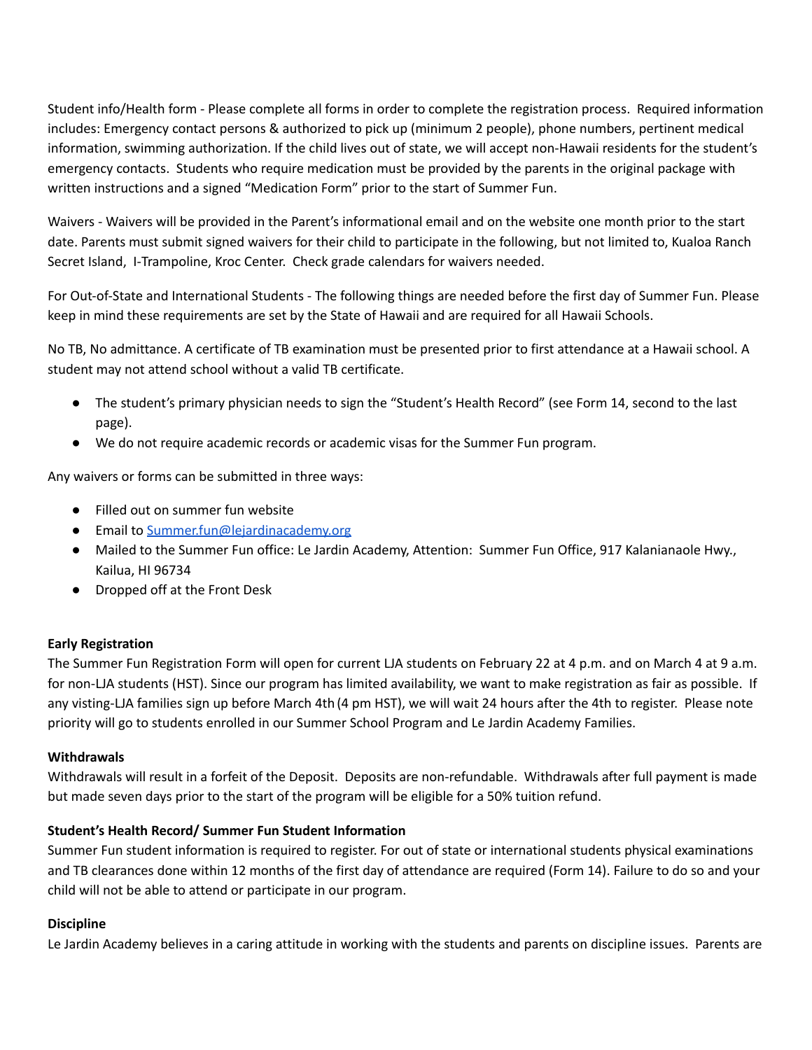Student info/Health form - Please complete all forms in order to complete the registration process. Required information includes: Emergency contact persons & authorized to pick up (minimum 2 people), phone numbers, pertinent medical information, swimming authorization. If the child lives out of state, we will accept non-Hawaii residents for the student's emergency contacts. Students who require medication must be provided by the parents in the original package with written instructions and a signed "Medication Form" prior to the start of Summer Fun.

Waivers - Waivers will be provided in the Parent's informational email and on the website one month prior to the start date. Parents must submit signed waivers for their child to participate in the following, but not limited to, Kualoa Ranch Secret Island, I-Trampoline, Kroc Center. Check grade calendars for waivers needed.

For Out-of-State and International Students - The following things are needed before the first day of Summer Fun. Please keep in mind these requirements are set by the State of Hawaii and are required for all Hawaii Schools.

No TB, No admittance. A certificate of TB examination must be presented prior to first attendance at a Hawaii school. A student may not attend school without a valid TB certificate.

- The student's primary physician needs to sign the "Student's Health Record" (see Form 14, second to the last page).
- We do not require academic records or academic visas for the Summer Fun program.

Any waivers or forms can be submitted in three ways:

- Filled out on summer fun website
- Email to Summer.fun@lejardinacademy.org
- Mailed to the Summer Fun office: Le Jardin Academy, Attention: Summer Fun Office, 917 Kalanianaole Hwy., Kailua, HI 96734
- Dropped off at the Front Desk

**Early Registration**
The Summer Fun Registration Form will open for current LJA students on February 22 at 4 p.m. and on March 4 at 9 a.m. for non-LJA students (HST). Since our program has limited availability, we want to make registration as fair as possible. If any visting-LJA families sign up before March 4th (4 pm HST), we will wait 24 hours after the 4th to register. Please note priority will go to students enrolled in our Summer School Program and Le Jardin Academy Families.

**Withdrawals**
Withdrawals will result in a forfeit of the Deposit. Deposits are non-refundable. Withdrawals after full payment is made but made seven days prior to the start of the program will be eligible for a 50% tuition refund.

**Student's Health Record/ Summer Fun Student Information**
Summer Fun student information is required to register. For out of state or international students physical examinations and TB clearances done within 12 months of the first day of attendance are required (Form 14). Failure to do so and your child will not be able to attend or participate in our program.

**Discipline**
Le Jardin Academy believes in a caring attitude in working with the students and parents on discipline issues. Parents are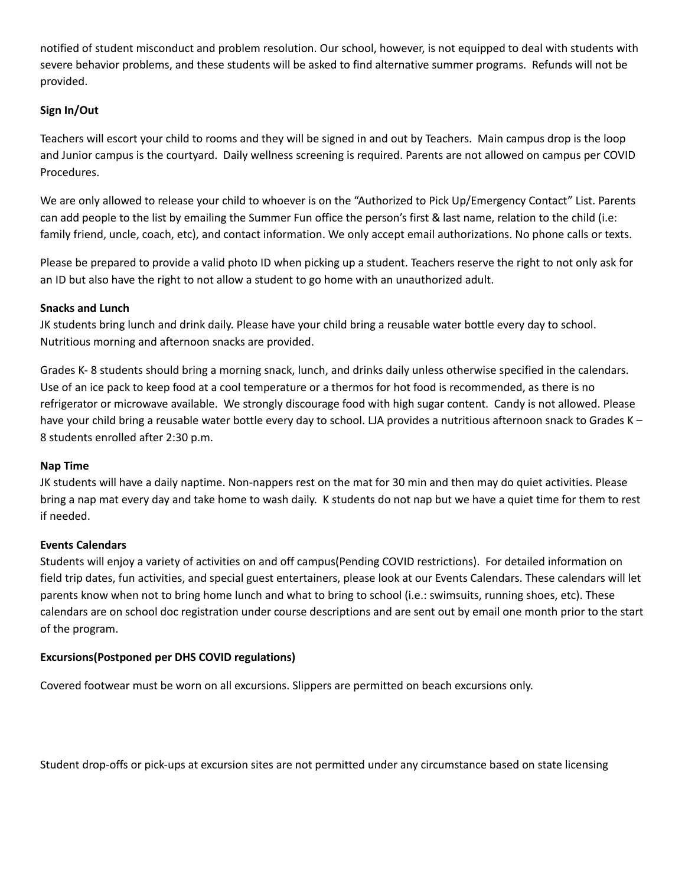notified of student misconduct and problem resolution. Our school, however, is not equipped to deal with students with severe behavior problems, and these students will be asked to find alternative summer programs. Refunds will not be provided.

**Sign In/Out**

Teachers will escort your child to rooms and they will be signed in and out by Teachers. Main campus drop is the loop and Junior campus is the courtyard. Daily wellness screening is required. Parents are not allowed on campus per COVID Procedures.

We are only allowed to release your child to whoever is on the "Authorized to Pick Up/Emergency Contact" List. Parents can add people to the list by emailing the Summer Fun office the person's first & last name, relation to the child (i.e: family friend, uncle, coach, etc), and contact information. We only accept email authorizations. No phone calls or texts.

Please be prepared to provide a valid photo ID when picking up a student. Teachers reserve the right to not only ask for an ID but also have the right to not allow a student to go home with an unauthorized adult.

**Snacks and Lunch**

JK students bring lunch and drink daily. Please have your child bring a reusable water bottle every day to school. Nutritious morning and afternoon snacks are provided.

Grades K- 8 students should bring a morning snack, lunch, and drinks daily unless otherwise specified in the calendars. Use of an ice pack to keep food at a cool temperature or a thermos for hot food is recommended, as there is no refrigerator or microwave available. We strongly discourage food with high sugar content. Candy is not allowed. Please have your child bring a reusable water bottle every day to school. LJA provides a nutritious afternoon snack to Grades K – 8 students enrolled after 2:30 p.m.

**Nap Time**

JK students will have a daily naptime. Non-nappers rest on the mat for 30 min and then may do quiet activities. Please bring a nap mat every day and take home to wash daily. K students do not nap but we have a quiet time for them to rest if needed.

**Events Calendars**

Students will enjoy a variety of activities on and off campus(Pending COVID restrictions). For detailed information on field trip dates, fun activities, and special guest entertainers, please look at our Events Calendars. These calendars will let parents know when not to bring home lunch and what to bring to school (i.e.: swimsuits, running shoes, etc). These calendars are on school doc registration under course descriptions and are sent out by email one month prior to the start of the program.

**Excursions(Postponed per DHS COVID regulations)**

Covered footwear must be worn on all excursions. Slippers are permitted on beach excursions only.

Student drop-offs or pick-ups at excursion sites are not permitted under any circumstance based on state licensing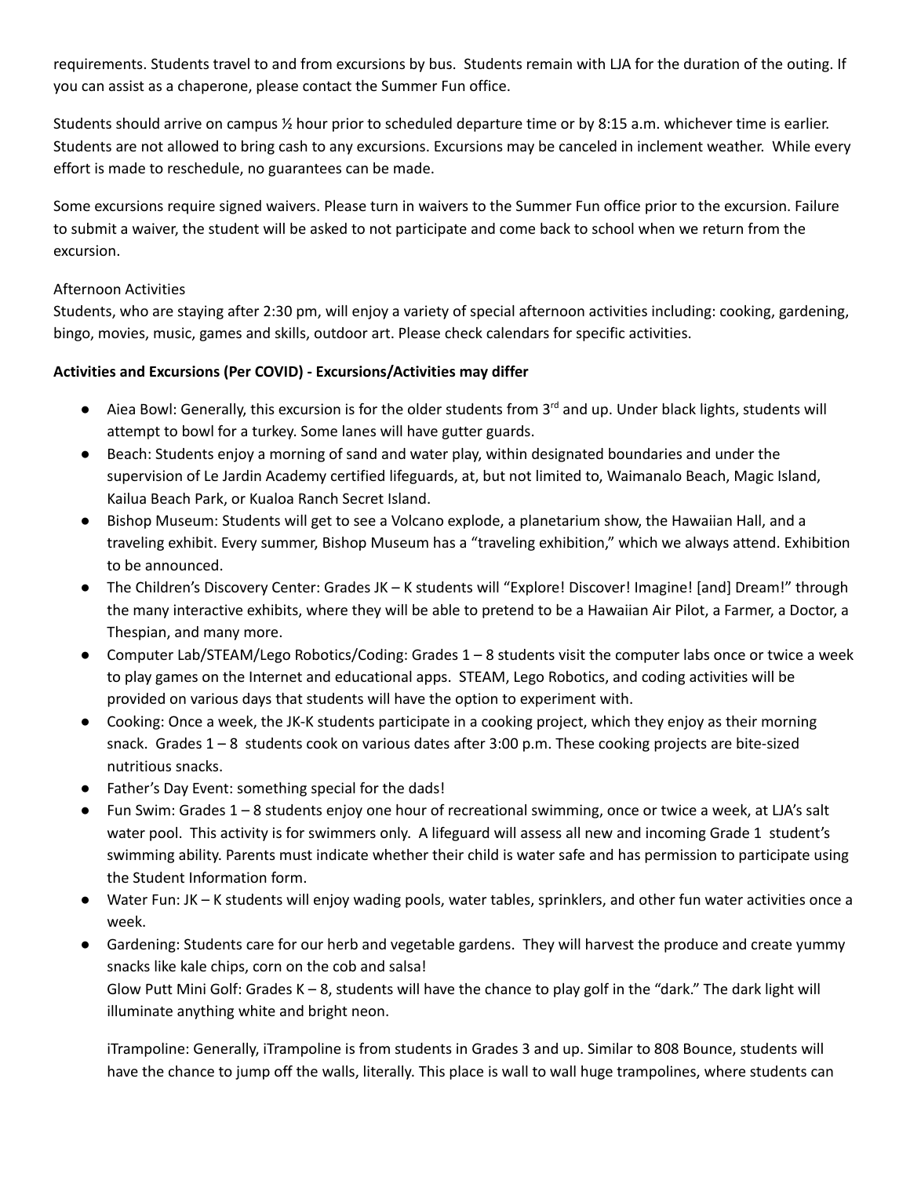requirements. Students travel to and from excursions by bus. Students remain with LJA for the duration of the outing. If you can assist as a chaperone, please contact the Summer Fun office.

Students should arrive on campus ½ hour prior to scheduled departure time or by 8:15 a.m. whichever time is earlier. Students are not allowed to bring cash to any excursions. Excursions may be canceled in inclement weather. While every effort is made to reschedule, no guarantees can be made.

Some excursions require signed waivers. Please turn in waivers to the Summer Fun office prior to the excursion. Failure to submit a waiver, the student will be asked to not participate and come back to school when we return from the excursion.

Afternoon Activities
Students, who are staying after 2:30 pm, will enjoy a variety of special afternoon activities including: cooking, gardening, bingo, movies, music, games and skills, outdoor art. Please check calendars for specific activities.

**Activities and Excursions (Per COVID) - Excursions/Activities may differ**

- Aiea Bowl: Generally, this excursion is for the older students from 3rd and up. Under black lights, students will attempt to bowl for a turkey. Some lanes will have gutter guards.
- Beach: Students enjoy a morning of sand and water play, within designated boundaries and under the supervision of Le Jardin Academy certified lifeguards, at, but not limited to, Waimanalo Beach, Magic Island, Kailua Beach Park, or Kualoa Ranch Secret Island.
- Bishop Museum: Students will get to see a Volcano explode, a planetarium show, the Hawaiian Hall, and a traveling exhibit. Every summer, Bishop Museum has a "traveling exhibition," which we always attend. Exhibition to be announced.
- The Children's Discovery Center: Grades JK – K students will "Explore! Discover! Imagine! [and] Dream!" through the many interactive exhibits, where they will be able to pretend to be a Hawaiian Air Pilot, a Farmer, a Doctor, a Thespian, and many more.
- Computer Lab/STEAM/Lego Robotics/Coding: Grades 1 – 8 students visit the computer labs once or twice a week to play games on the Internet and educational apps. STEAM, Lego Robotics, and coding activities will be provided on various days that students will have the option to experiment with.
- Cooking: Once a week, the JK-K students participate in a cooking project, which they enjoy as their morning snack. Grades 1 – 8 students cook on various dates after 3:00 p.m. These cooking projects are bite-sized nutritious snacks.
- Father's Day Event: something special for the dads!
- Fun Swim: Grades 1 – 8 students enjoy one hour of recreational swimming, once or twice a week, at LJA's salt water pool. This activity is for swimmers only. A lifeguard will assess all new and incoming Grade 1 student's swimming ability. Parents must indicate whether their child is water safe and has permission to participate using the Student Information form.
- Water Fun: JK – K students will enjoy wading pools, water tables, sprinklers, and other fun water activities once a week.
- Gardening: Students care for our herb and vegetable gardens. They will harvest the produce and create yummy snacks like kale chips, corn on the cob and salsa!
  Glow Putt Mini Golf: Grades K – 8, students will have the chance to play golf in the "dark." The dark light will illuminate anything white and bright neon.

  iTrampoline: Generally, iTrampoline is from students in Grades 3 and up. Similar to 808 Bounce, students will have the chance to jump off the walls, literally. This place is wall to wall huge trampolines, where students can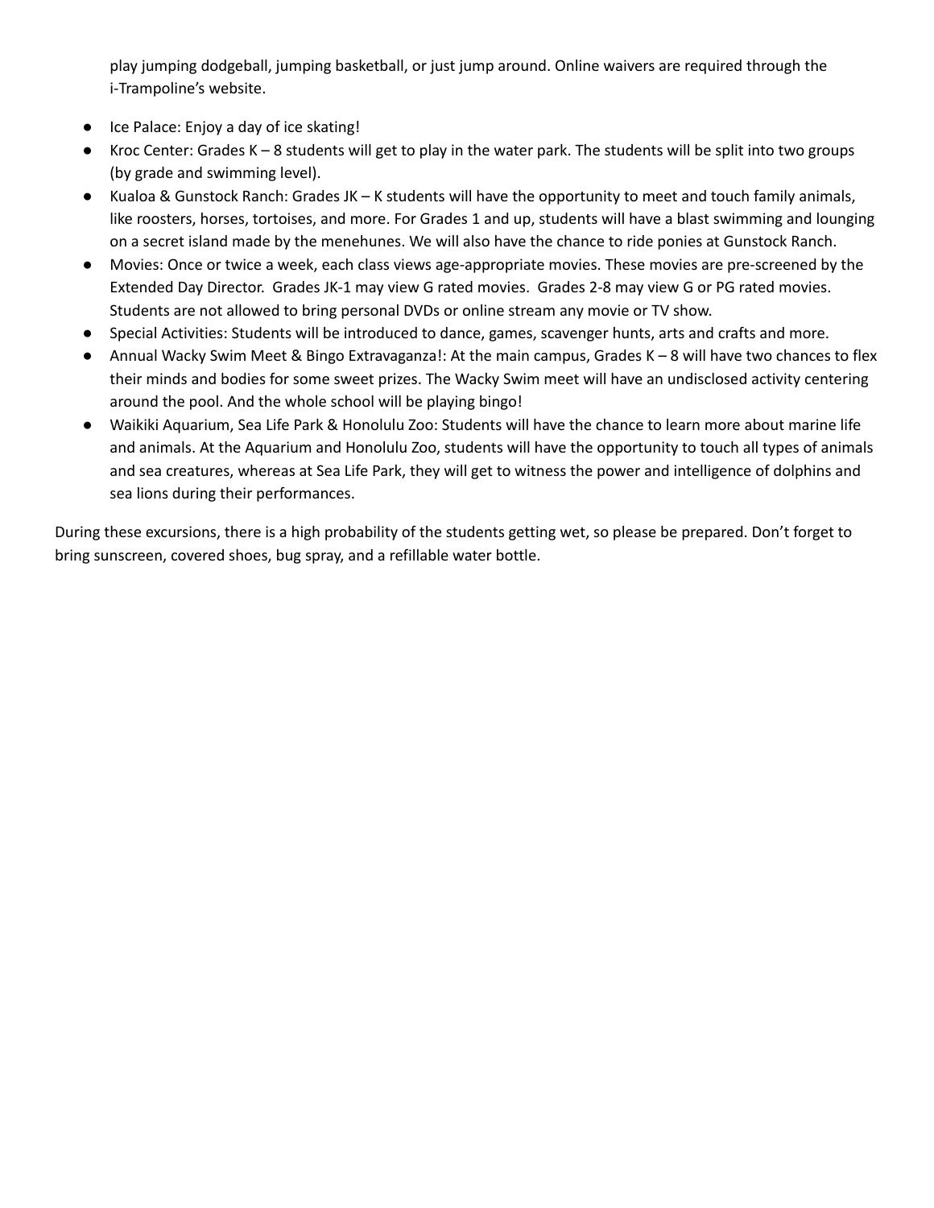play jumping dodgeball, jumping basketball, or just jump around. Online waivers are required through the i-Trampoline's website.

- Ice Palace: Enjoy a day of ice skating!
- Kroc Center: Grades K – 8 students will get to play in the water park. The students will be split into two groups (by grade and swimming level).
- Kualoa & Gunstock Ranch: Grades JK – K students will have the opportunity to meet and touch family animals, like roosters, horses, tortoises, and more. For Grades 1 and up, students will have a blast swimming and lounging on a secret island made by the menehunes. We will also have the chance to ride ponies at Gunstock Ranch.
- Movies: Once or twice a week, each class views age-appropriate movies. These movies are pre-screened by the Extended Day Director. Grades JK-1 may view G rated movies. Grades 2-8 may view G or PG rated movies. Students are not allowed to bring personal DVDs or online stream any movie or TV show.
- Special Activities: Students will be introduced to dance, games, scavenger hunts, arts and crafts and more.
- Annual Wacky Swim Meet & Bingo Extravaganza!: At the main campus, Grades K – 8 will have two chances to flex their minds and bodies for some sweet prizes. The Wacky Swim meet will have an undisclosed activity centering around the pool. And the whole school will be playing bingo!
- Waikiki Aquarium, Sea Life Park & Honolulu Zoo: Students will have the chance to learn more about marine life and animals. At the Aquarium and Honolulu Zoo, students will have the opportunity to touch all types of animals and sea creatures, whereas at Sea Life Park, they will get to witness the power and intelligence of dolphins and sea lions during their performances.

During these excursions, there is a high probability of the students getting wet, so please be prepared. Don't forget to bring sunscreen, covered shoes, bug spray, and a refillable water bottle.